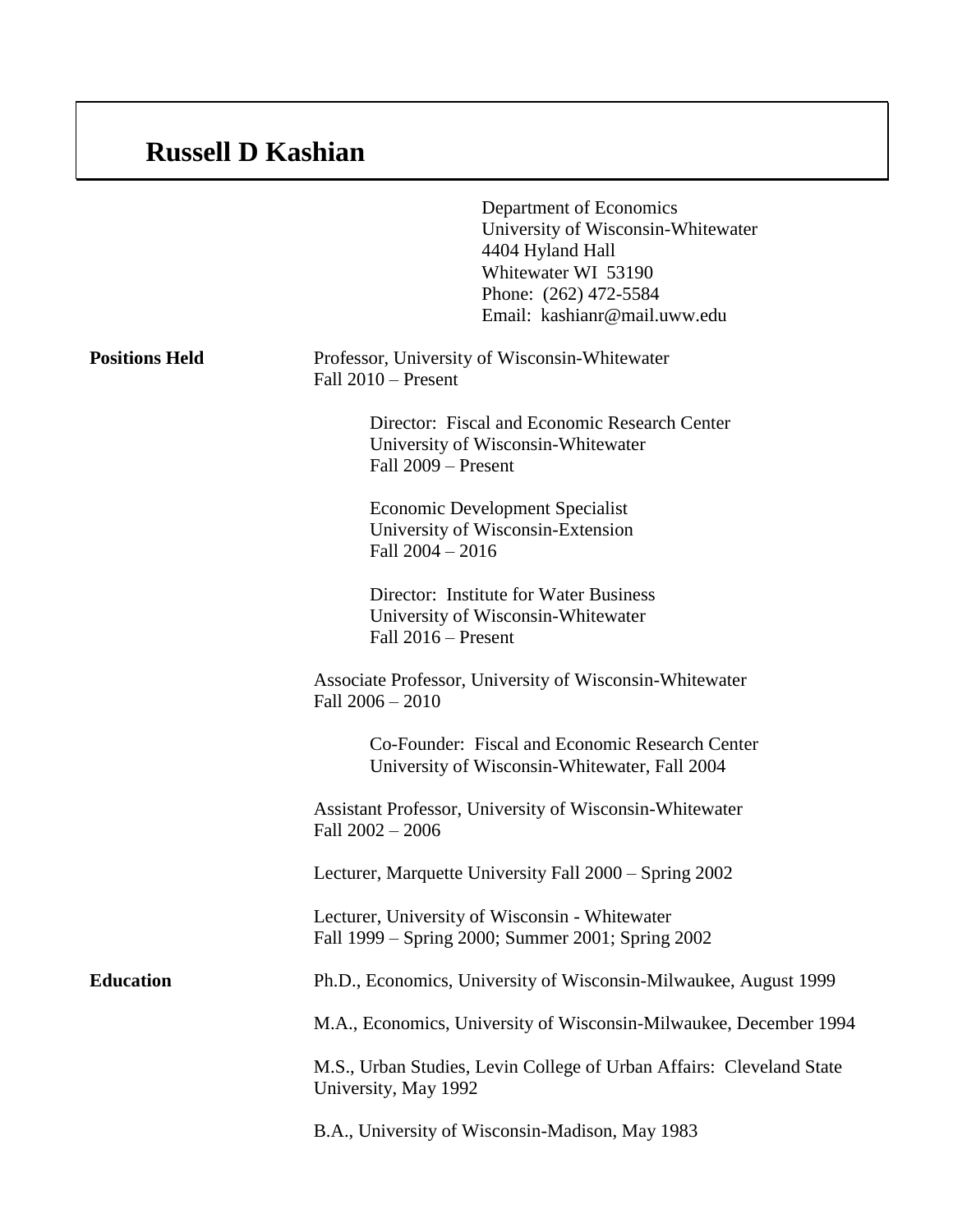# Russell D Kashian

Department of Economics
University of Wisconsin-Whitewater
4404 Hyland Hall
Whitewater WI 53190
Phone: (262) 472-5584
Email: kashianr@mail.uww.edu

**Positions Held**

Professor, University of Wisconsin-Whitewater
Fall 2010 – Present

> Director: Fiscal and Economic Research Center
> University of Wisconsin-Whitewater
> Fall 2009 – Present
>
> Economic Development Specialist
> University of Wisconsin-Extension
> Fall 2004 – 2016
>
> Director: Institute for Water Business
> University of Wisconsin-Whitewater
> Fall 2016 – Present

Associate Professor, University of Wisconsin-Whitewater
Fall 2006 – 2010

> Co-Founder: Fiscal and Economic Research Center
> University of Wisconsin-Whitewater, Fall 2004

Assistant Professor, University of Wisconsin-Whitewater
Fall 2002 – 2006

Lecturer, Marquette University Fall 2000 – Spring 2002

Lecturer, University of Wisconsin - Whitewater
Fall 1999 – Spring 2000; Summer 2001; Spring 2002

**Education**

Ph.D., Economics, University of Wisconsin-Milwaukee, August 1999

M.A., Economics, University of Wisconsin-Milwaukee, December 1994

M.S., Urban Studies, Levin College of Urban Affairs: Cleveland State University, May 1992

B.A., University of Wisconsin-Madison, May 1983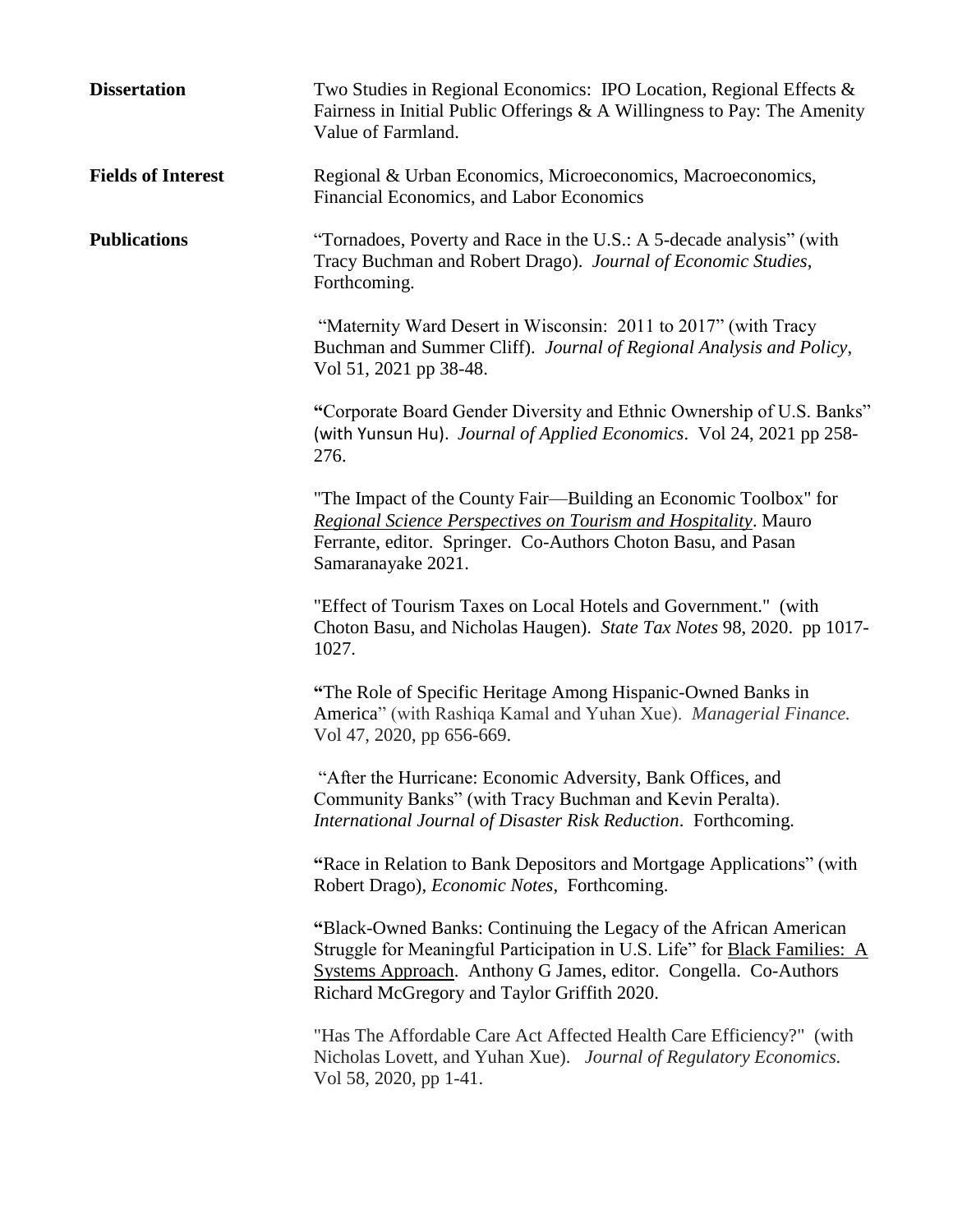**Dissertation**

Two Studies in Regional Economics: IPO Location, Regional Effects & Fairness in Initial Public Offerings & A Willingness to Pay: The Amenity Value of Farmland.

**Fields of Interest**

Regional & Urban Economics, Microeconomics, Macroeconomics, Financial Economics, and Labor Economics

**Publications**

"Tornadoes, Poverty and Race in the U.S.: A 5-decade analysis" (with Tracy Buchman and Robert Drago). *Journal of Economic Studies*, Forthcoming.

"Maternity Ward Desert in Wisconsin: 2011 to 2017" (with Tracy Buchman and Summer Cliff). *Journal of Regional Analysis and Policy*, Vol 51, 2021 pp 38-48.

"Corporate Board Gender Diversity and Ethnic Ownership of U.S. Banks" (with Yunsun Hu). *Journal of Applied Economics*. Vol 24, 2021 pp 258-276.

"The Impact of the County Fair—Building an Economic Toolbox" for *Regional Science Perspectives on Tourism and Hospitality*. Mauro Ferrante, editor. Springer. Co-Authors Choton Basu, and Pasan Samaranayake 2021.

"Effect of Tourism Taxes on Local Hotels and Government." (with Choton Basu, and Nicholas Haugen). *State Tax Notes* 98, 2020. pp 1017-1027.

"The Role of Specific Heritage Among Hispanic-Owned Banks in America" (with Rashiqa Kamal and Yuhan Xue). *Managerial Finance.* Vol 47, 2020, pp 656-669.

"After the Hurricane: Economic Adversity, Bank Offices, and Community Banks" (with Tracy Buchman and Kevin Peralta). *International Journal of Disaster Risk Reduction*. Forthcoming.

"Race in Relation to Bank Depositors and Mortgage Applications" (with Robert Drago), *Economic Notes*, Forthcoming.

"Black-Owned Banks: Continuing the Legacy of the African American Struggle for Meaningful Participation in U.S. Life" for Black Families: A Systems Approach. Anthony G James, editor. Congella. Co-Authors Richard McGregory and Taylor Griffith 2020.

"Has The Affordable Care Act Affected Health Care Efficiency?" (with Nicholas Lovett, and Yuhan Xue). *Journal of Regulatory Economics.* Vol 58, 2020, pp 1-41.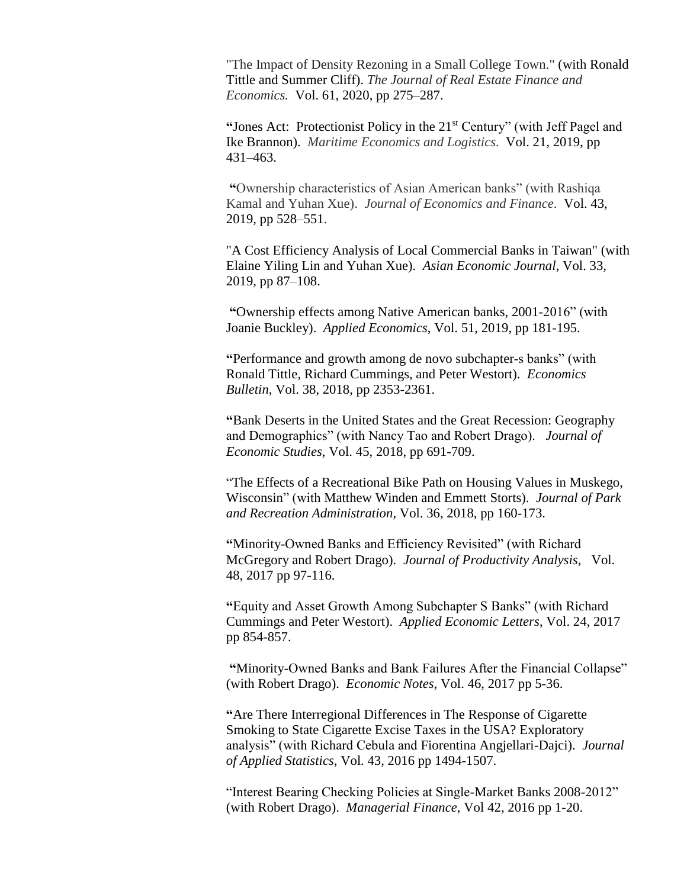"The Impact of Density Rezoning in a Small College Town." (with Ronald Tittle and Summer Cliff). *The Journal of Real Estate Finance and Economics.* Vol. 61, 2020, pp 275–287.

"Jones Act: Protectionist Policy in the 21st Century" (with Jeff Pagel and Ike Brannon). *Maritime Economics and Logistics*. Vol. 21, 2019, pp 431–463.

"Ownership characteristics of Asian American banks" (with Rashiqa Kamal and Yuhan Xue). *Journal of Economics and Finance*. Vol. 43, 2019, pp 528–551.

"A Cost Efficiency Analysis of Local Commercial Banks in Taiwan" (with Elaine Yiling Lin and Yuhan Xue). *Asian Economic Journal*, Vol. 33, 2019, pp 87–108.

"Ownership effects among Native American banks, 2001-2016" (with Joanie Buckley). *Applied Economics*, Vol. 51, 2019, pp 181-195.

"Performance and growth among de novo subchapter-s banks" (with Ronald Tittle, Richard Cummings, and Peter Westort). *Economics Bulletin*, Vol. 38, 2018, pp 2353-2361.

"Bank Deserts in the United States and the Great Recession: Geography and Demographics" (with Nancy Tao and Robert Drago). *Journal of Economic Studies*, Vol. 45, 2018, pp 691-709.

"The Effects of a Recreational Bike Path on Housing Values in Muskego, Wisconsin" (with Matthew Winden and Emmett Storts). *Journal of Park and Recreation Administration,* Vol. 36, 2018, pp 160-173.

"Minority-Owned Banks and Efficiency Revisited" (with Richard McGregory and Robert Drago). *Journal of Productivity Analysis*, Vol. 48, 2017 pp 97-116.

"Equity and Asset Growth Among Subchapter S Banks" (with Richard Cummings and Peter Westort). *Applied Economic Letters*, Vol. 24, 2017 pp 854-857.

"Minority-Owned Banks and Bank Failures After the Financial Collapse" (with Robert Drago). *Economic Notes*, Vol. 46, 2017 pp 5-36.

"Are There Interregional Differences in The Response of Cigarette Smoking to State Cigarette Excise Taxes in the USA? Exploratory analysis" (with Richard Cebula and Fiorentina Angjellari-Dajci). *Journal of Applied Statistics*, Vol. 43, 2016 pp 1494-1507.

"Interest Bearing Checking Policies at Single-Market Banks 2008-2012" (with Robert Drago). *Managerial Finance*, Vol 42, 2016 pp 1-20.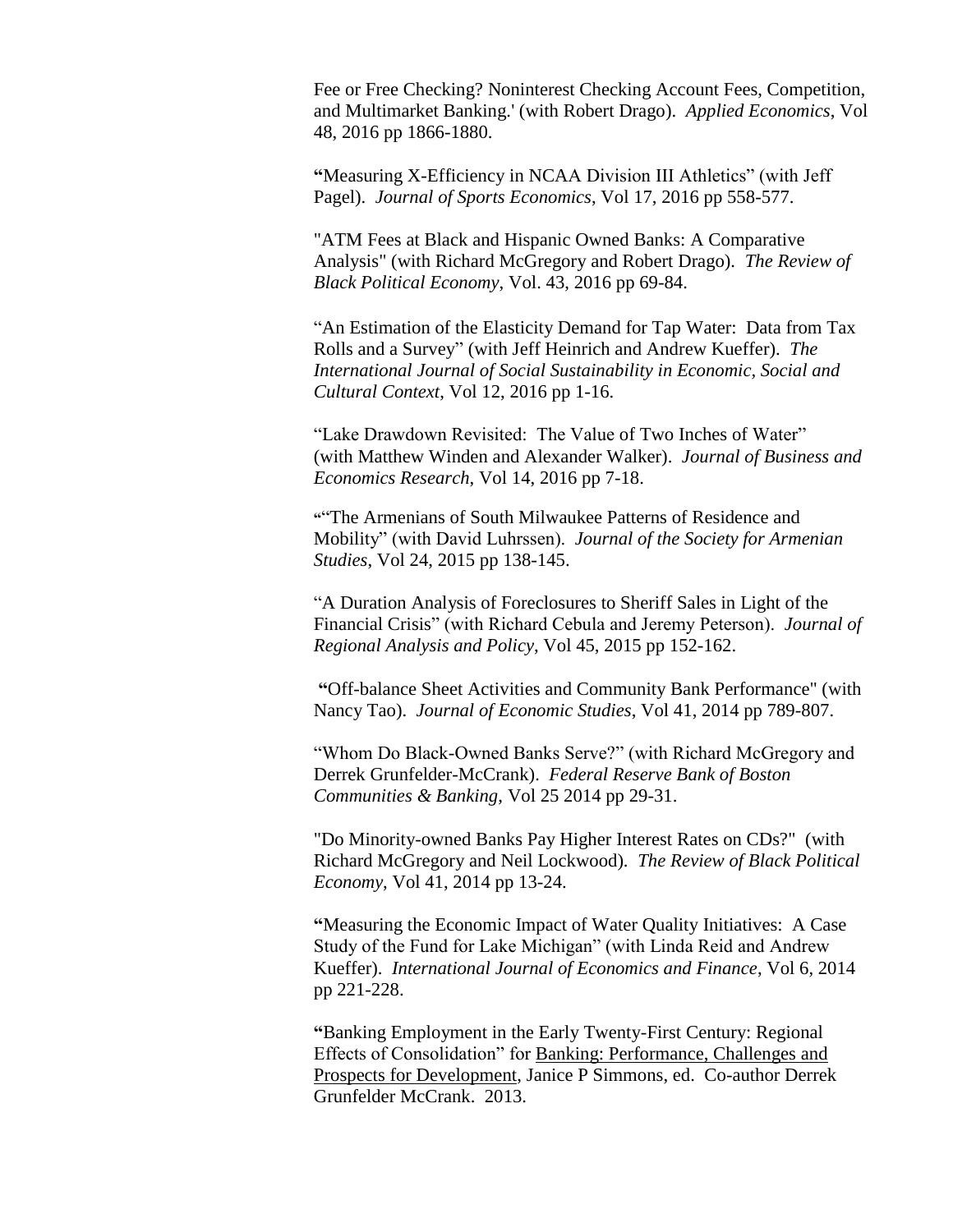Fee or Free Checking? Noninterest Checking Account Fees, Competition, and Multimarket Banking.' (with Robert Drago). *Applied Economics*, Vol 48, 2016 pp 1866-1880.

**"**Measuring X-Efficiency in NCAA Division III Athletics" (with Jeff Pagel). *Journal of Sports Economics*, Vol 17, 2016 pp 558-577.

"ATM Fees at Black and Hispanic Owned Banks: A Comparative Analysis" (with Richard McGregory and Robert Drago). *The Review of Black Political Economy*, Vol. 43, 2016 pp 69-84.

"An Estimation of the Elasticity Demand for Tap Water: Data from Tax Rolls and a Survey" (with Jeff Heinrich and Andrew Kueffer). *The International Journal of Social Sustainability in Economic, Social and Cultural Context*, Vol 12, 2016 pp 1-16.

"Lake Drawdown Revisited: The Value of Two Inches of Water" (with Matthew Winden and Alexander Walker). *Journal of Business and Economics Research*, Vol 14, 2016 pp 7-18.

**"**"The Armenians of South Milwaukee Patterns of Residence and Mobility" (with David Luhrssen). *Journal of the Society for Armenian Studies*, Vol 24, 2015 pp 138-145.

"A Duration Analysis of Foreclosures to Sheriff Sales in Light of the Financial Crisis" (with Richard Cebula and Jeremy Peterson). *Journal of Regional Analysis and Policy*, Vol 45, 2015 pp 152-162.

**"**Off-balance Sheet Activities and Community Bank Performance" (with Nancy Tao). *Journal of Economic Studies*, Vol 41, 2014 pp 789-807.

"Whom Do Black-Owned Banks Serve?" (with Richard McGregory and Derrek Grunfelder-McCrank). *Federal Reserve Bank of Boston Communities & Banking*, Vol 25 2014 pp 29-31.

"Do Minority-owned Banks Pay Higher Interest Rates on CDs?" (with Richard McGregory and Neil Lockwood). *The Review of Black Political Economy*, Vol 41, 2014 pp 13-24.

**"**Measuring the Economic Impact of Water Quality Initiatives: A Case Study of the Fund for Lake Michigan" (with Linda Reid and Andrew Kueffer). *International Journal of Economics and Finance*, Vol 6, 2014 pp 221-228.

**"**Banking Employment in the Early Twenty-First Century: Regional Effects of Consolidation" for <u>Banking: Performance, Challenges and Prospects for Development</u>, Janice P Simmons, ed. Co-author Derrek Grunfelder McCrank. 2013.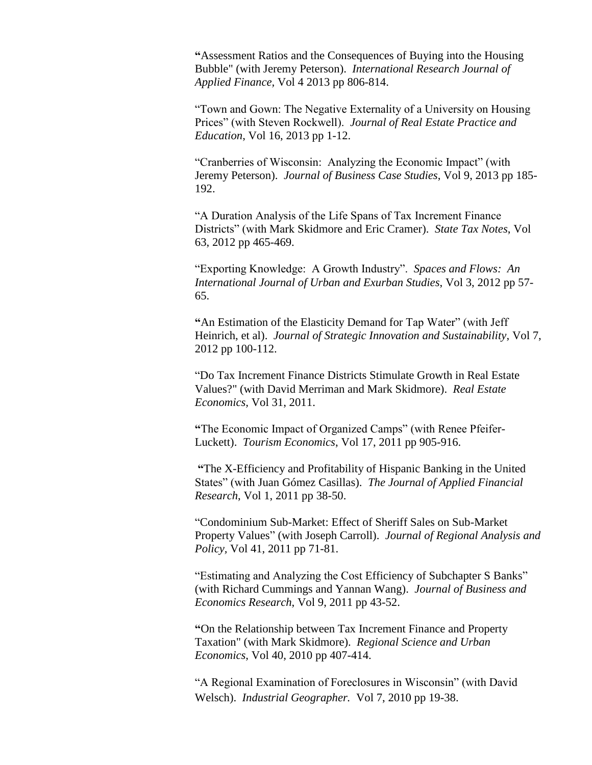"Assessment Ratios and the Consequences of Buying into the Housing Bubble" (with Jeremy Peterson). *International Research Journal of Applied Finance,* Vol 4 2013 pp 806-814.

"Town and Gown: The Negative Externality of a University on Housing Prices" (with Steven Rockwell). *Journal of Real Estate Practice and Education*, Vol 16, 2013 pp 1-12.

"Cranberries of Wisconsin: Analyzing the Economic Impact" (with Jeremy Peterson). *Journal of Business Case Studies*, Vol 9, 2013 pp 185-192.

"A Duration Analysis of the Life Spans of Tax Increment Finance Districts" (with Mark Skidmore and Eric Cramer). *State Tax Notes*, Vol 63, 2012 pp 465-469.

"Exporting Knowledge: A Growth Industry". *Spaces and Flows: An International Journal of Urban and Exurban Studies*, Vol 3, 2012 pp 57-65.

"An Estimation of the Elasticity Demand for Tap Water" (with Jeff Heinrich, et al). *Journal of Strategic Innovation and Sustainability*, Vol 7, 2012 pp 100-112.

"Do Tax Increment Finance Districts Stimulate Growth in Real Estate Values?" (with David Merriman and Mark Skidmore). *Real Estate Economics*, Vol 31, 2011.

"The Economic Impact of Organized Camps" (with Renee Pfeifer-Luckett). *Tourism Economics*, Vol 17, 2011 pp 905-916.

"The X-Efficiency and Profitability of Hispanic Banking in the United States" (with Juan Gómez Casillas). *The Journal of Applied Financial Research*, Vol 1, 2011 pp 38-50.

"Condominium Sub-Market: Effect of Sheriff Sales on Sub-Market Property Values" (with Joseph Carroll). *Journal of Regional Analysis and Policy,* Vol 41, 2011 pp 71-81.

"Estimating and Analyzing the Cost Efficiency of Subchapter S Banks" (with Richard Cummings and Yannan Wang). *Journal of Business and Economics Research*, Vol 9, 2011 pp 43-52.

"On the Relationship between Tax Increment Finance and Property Taxation" (with Mark Skidmore). *Regional Science and Urban Economics*, Vol 40, 2010 pp 407-414.

"A Regional Examination of Foreclosures in Wisconsin" (with David Welsch). *Industrial Geographer.* Vol 7, 2010 pp 19-38.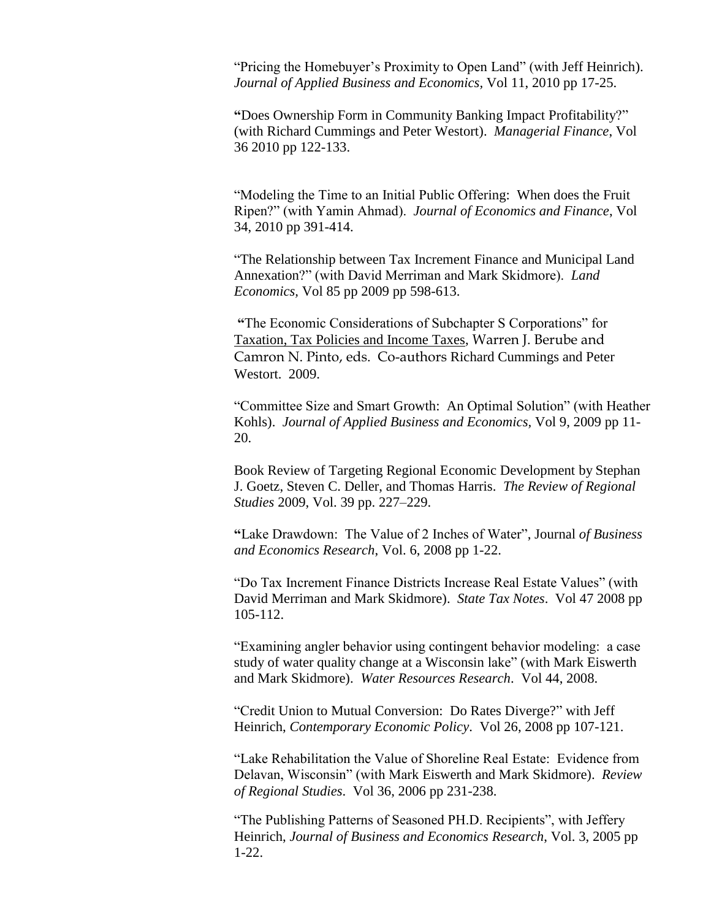"Pricing the Homebuyer's Proximity to Open Land" (with Jeff Heinrich). *Journal of Applied Business and Economics*, Vol 11, 2010 pp 17-25.

**"**Does Ownership Form in Community Banking Impact Profitability?" (with Richard Cummings and Peter Westort). *Managerial Finance*, Vol 36 2010 pp 122-133.

"Modeling the Time to an Initial Public Offering: When does the Fruit Ripen?" (with Yamin Ahmad). *Journal of Economics and Finance*, Vol 34, 2010 pp 391-414.

"The Relationship between Tax Increment Finance and Municipal Land Annexation?" (with David Merriman and Mark Skidmore). *Land Economics,* Vol 85 pp 2009 pp 598-613.

**"**The Economic Considerations of Subchapter S Corporations" for Taxation, Tax Policies and Income Taxes, Warren J. Berube and Camron N. Pinto, eds. Co-authors Richard Cummings and Peter Westort. 2009.

"Committee Size and Smart Growth: An Optimal Solution" (with Heather Kohls). *Journal of Applied Business and Economics*, Vol 9, 2009 pp 11-20.

Book Review of Targeting Regional Economic Development by Stephan J. Goetz, Steven C. Deller, and Thomas Harris. *The Review of Regional Studies* 2009, Vol. 39 pp. 227–229.

**"**Lake Drawdown: The Value of 2 Inches of Water", Journal *of Business and Economics Research*, Vol. 6, 2008 pp 1-22.

"Do Tax Increment Finance Districts Increase Real Estate Values" (with David Merriman and Mark Skidmore). *State Tax Notes*. Vol 47 2008 pp 105-112.

"Examining angler behavior using contingent behavior modeling: a case study of water quality change at a Wisconsin lake" (with Mark Eiswerth and Mark Skidmore). *Water Resources Research*. Vol 44, 2008.

"Credit Union to Mutual Conversion: Do Rates Diverge?" with Jeff Heinrich, *Contemporary Economic Policy*. Vol 26, 2008 pp 107-121.

"Lake Rehabilitation the Value of Shoreline Real Estate: Evidence from Delavan, Wisconsin" (with Mark Eiswerth and Mark Skidmore). *Review of Regional Studies*. Vol 36, 2006 pp 231-238.

"The Publishing Patterns of Seasoned PH.D. Recipients", with Jeffery Heinrich, *Journal of Business and Economics Research*, Vol. 3, 2005 pp 1-22.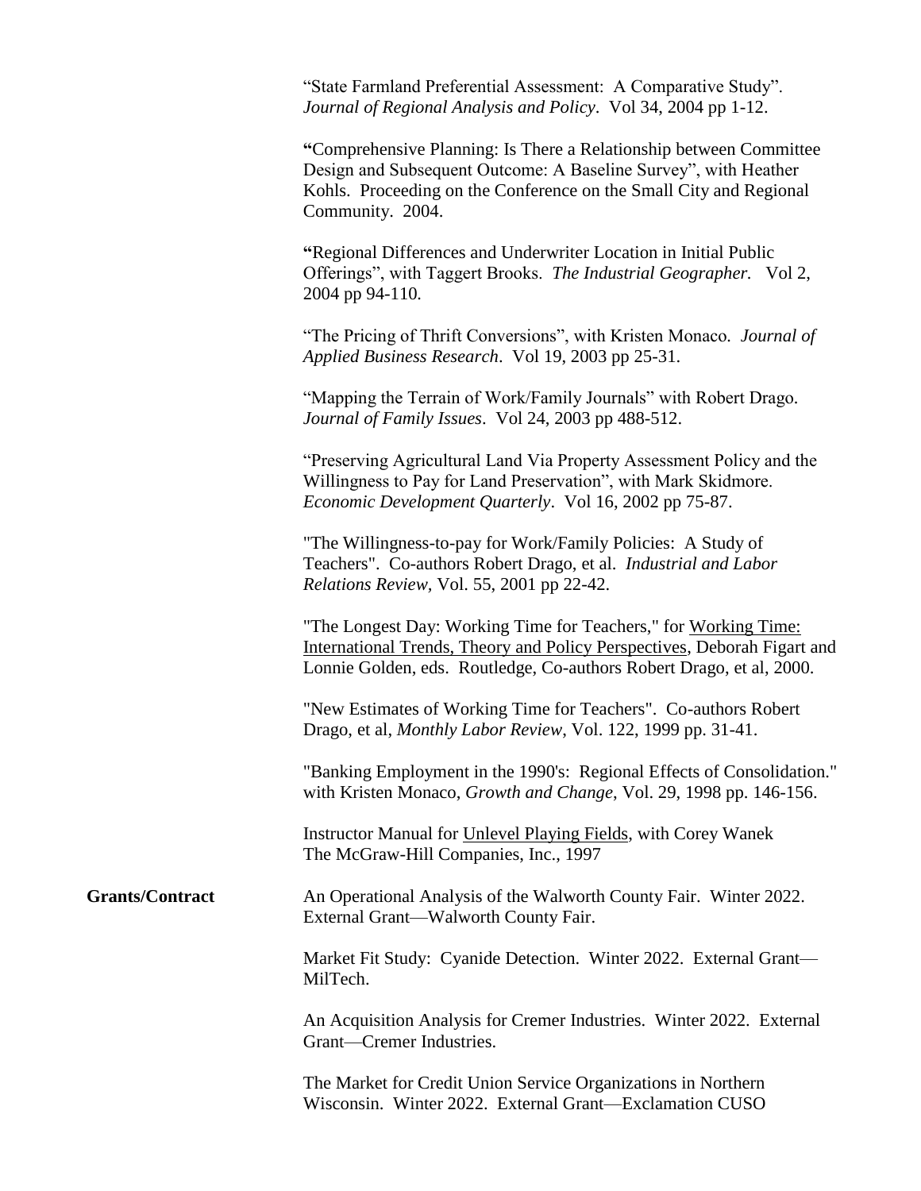"State Farmland Preferential Assessment: A Comparative Study". *Journal of Regional Analysis and Policy*. Vol 34, 2004 pp 1-12.

**"**Comprehensive Planning: Is There a Relationship between Committee Design and Subsequent Outcome: A Baseline Survey", with Heather Kohls. Proceeding on the Conference on the Small City and Regional Community. 2004.

**"**Regional Differences and Underwriter Location in Initial Public Offerings", with Taggert Brooks. *The Industrial Geographer.* Vol 2, 2004 pp 94-110.

"The Pricing of Thrift Conversions", with Kristen Monaco. *Journal of Applied Business Research*. Vol 19, 2003 pp 25-31.

"Mapping the Terrain of Work/Family Journals" with Robert Drago. *Journal of Family Issues*. Vol 24, 2003 pp 488-512.

"Preserving Agricultural Land Via Property Assessment Policy and the Willingness to Pay for Land Preservation", with Mark Skidmore. *Economic Development Quarterly*. Vol 16, 2002 pp 75-87.

"The Willingness-to-pay for Work/Family Policies: A Study of Teachers". Co-authors Robert Drago, et al. *Industrial and Labor Relations Review,* Vol. 55, 2001 pp 22-42.

"The Longest Day: Working Time for Teachers," for Working Time: International Trends, Theory and Policy Perspectives, Deborah Figart and Lonnie Golden, eds. Routledge, Co-authors Robert Drago, et al, 2000.

"New Estimates of Working Time for Teachers". Co-authors Robert Drago, et al, *Monthly Labor Review*, Vol. 122, 1999 pp. 31-41.

"Banking Employment in the 1990's: Regional Effects of Consolidation." with Kristen Monaco, *Growth and Change*, Vol. 29, 1998 pp. 146-156.

Instructor Manual for Unlevel Playing Fields, with Corey Wanek The McGraw-Hill Companies, Inc., 1997

**Grants/Contract**

An Operational Analysis of the Walworth County Fair. Winter 2022. External Grant—Walworth County Fair.

Market Fit Study: Cyanide Detection. Winter 2022. External Grant—MilTech.

An Acquisition Analysis for Cremer Industries. Winter 2022. External Grant—Cremer Industries.

The Market for Credit Union Service Organizations in Northern Wisconsin. Winter 2022. External Grant—Exclamation CUSO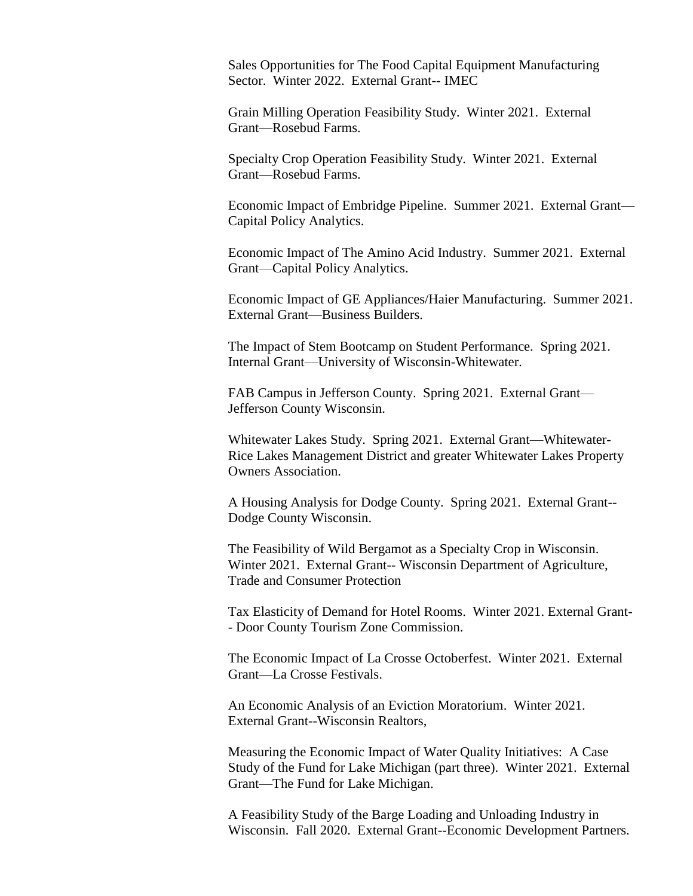Sales Opportunities for The Food Capital Equipment Manufacturing Sector. Winter 2022. External Grant-- IMEC

Grain Milling Operation Feasibility Study. Winter 2021. External Grant—Rosebud Farms.

Specialty Crop Operation Feasibility Study. Winter 2021. External Grant—Rosebud Farms.

Economic Impact of Embridge Pipeline. Summer 2021. External Grant—Capital Policy Analytics.

Economic Impact of The Amino Acid Industry. Summer 2021. External Grant—Capital Policy Analytics.

Economic Impact of GE Appliances/Haier Manufacturing. Summer 2021. External Grant—Business Builders.

The Impact of Stem Bootcamp on Student Performance. Spring 2021. Internal Grant—University of Wisconsin-Whitewater.

FAB Campus in Jefferson County. Spring 2021. External Grant—Jefferson County Wisconsin.

Whitewater Lakes Study. Spring 2021. External Grant—Whitewater-Rice Lakes Management District and greater Whitewater Lakes Property Owners Association.

A Housing Analysis for Dodge County. Spring 2021. External Grant-- Dodge County Wisconsin.

The Feasibility of Wild Bergamot as a Specialty Crop in Wisconsin. Winter 2021. External Grant-- Wisconsin Department of Agriculture, Trade and Consumer Protection

Tax Elasticity of Demand for Hotel Rooms. Winter 2021. External Grant-- Door County Tourism Zone Commission.

The Economic Impact of La Crosse Octoberfest. Winter 2021. External Grant—La Crosse Festivals.

An Economic Analysis of an Eviction Moratorium. Winter 2021. External Grant--Wisconsin Realtors,

Measuring the Economic Impact of Water Quality Initiatives: A Case Study of the Fund for Lake Michigan (part three). Winter 2021. External Grant—The Fund for Lake Michigan.

A Feasibility Study of the Barge Loading and Unloading Industry in Wisconsin. Fall 2020. External Grant--Economic Development Partners.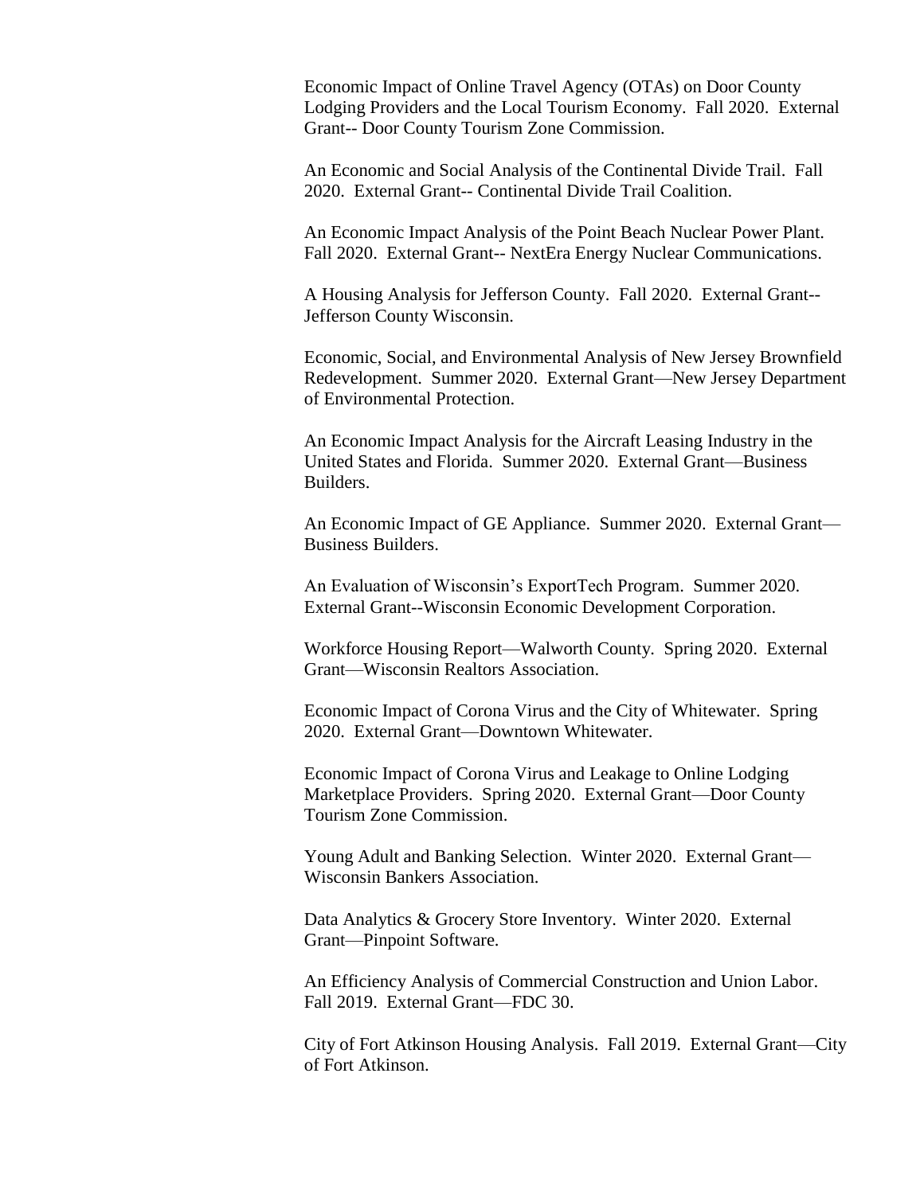Economic Impact of Online Travel Agency (OTAs) on Door County Lodging Providers and the Local Tourism Economy. Fall 2020. External Grant-- Door County Tourism Zone Commission.

An Economic and Social Analysis of the Continental Divide Trail. Fall 2020. External Grant-- Continental Divide Trail Coalition.

An Economic Impact Analysis of the Point Beach Nuclear Power Plant. Fall 2020. External Grant-- NextEra Energy Nuclear Communications.

A Housing Analysis for Jefferson County. Fall 2020. External Grant-- Jefferson County Wisconsin.

Economic, Social, and Environmental Analysis of New Jersey Brownfield Redevelopment. Summer 2020. External Grant—New Jersey Department of Environmental Protection.

An Economic Impact Analysis for the Aircraft Leasing Industry in the United States and Florida. Summer 2020. External Grant—Business Builders.

An Economic Impact of GE Appliance. Summer 2020. External Grant—Business Builders.

An Evaluation of Wisconsin's ExportTech Program. Summer 2020. External Grant--Wisconsin Economic Development Corporation.

Workforce Housing Report—Walworth County. Spring 2020. External Grant—Wisconsin Realtors Association.

Economic Impact of Corona Virus and the City of Whitewater. Spring 2020. External Grant—Downtown Whitewater.

Economic Impact of Corona Virus and Leakage to Online Lodging Marketplace Providers. Spring 2020. External Grant—Door County Tourism Zone Commission.

Young Adult and Banking Selection. Winter 2020. External Grant—Wisconsin Bankers Association.

Data Analytics & Grocery Store Inventory. Winter 2020. External Grant—Pinpoint Software.

An Efficiency Analysis of Commercial Construction and Union Labor. Fall 2019. External Grant—FDC 30.

City of Fort Atkinson Housing Analysis. Fall 2019. External Grant—City of Fort Atkinson.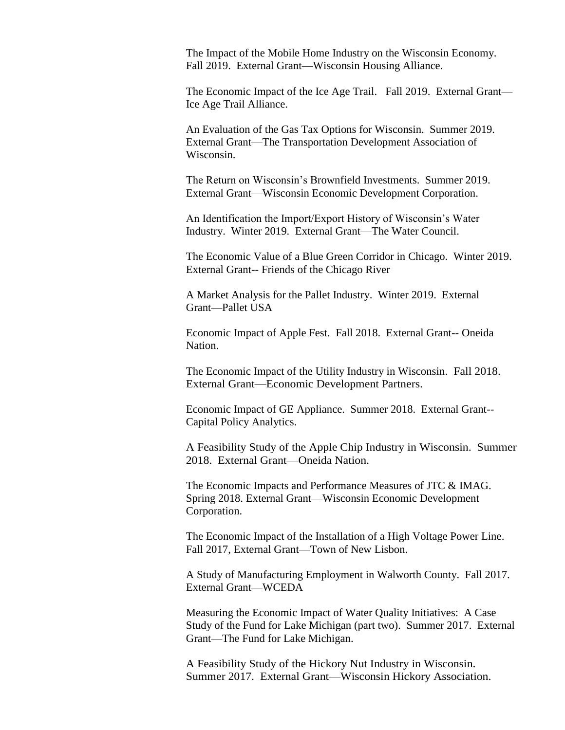The Impact of the Mobile Home Industry on the Wisconsin Economy. Fall 2019. External Grant—Wisconsin Housing Alliance.

The Economic Impact of the Ice Age Trail. Fall 2019. External Grant—Ice Age Trail Alliance.

An Evaluation of the Gas Tax Options for Wisconsin. Summer 2019. External Grant—The Transportation Development Association of Wisconsin.

The Return on Wisconsin's Brownfield Investments. Summer 2019. External Grant—Wisconsin Economic Development Corporation.

An Identification the Import/Export History of Wisconsin's Water Industry. Winter 2019. External Grant—The Water Council.

The Economic Value of a Blue Green Corridor in Chicago. Winter 2019. External Grant-- Friends of the Chicago River

A Market Analysis for the Pallet Industry. Winter 2019. External Grant—Pallet USA

Economic Impact of Apple Fest. Fall 2018. External Grant-- Oneida Nation.

The Economic Impact of the Utility Industry in Wisconsin. Fall 2018. External Grant—Economic Development Partners.

Economic Impact of GE Appliance. Summer 2018. External Grant--Capital Policy Analytics.

A Feasibility Study of the Apple Chip Industry in Wisconsin. Summer 2018. External Grant—Oneida Nation.

The Economic Impacts and Performance Measures of JTC & IMAG. Spring 2018. External Grant—Wisconsin Economic Development Corporation.

The Economic Impact of the Installation of a High Voltage Power Line. Fall 2017, External Grant—Town of New Lisbon.

A Study of Manufacturing Employment in Walworth County. Fall 2017. External Grant—WCEDA

Measuring the Economic Impact of Water Quality Initiatives: A Case Study of the Fund for Lake Michigan (part two). Summer 2017. External Grant—The Fund for Lake Michigan.

A Feasibility Study of the Hickory Nut Industry in Wisconsin. Summer 2017. External Grant—Wisconsin Hickory Association.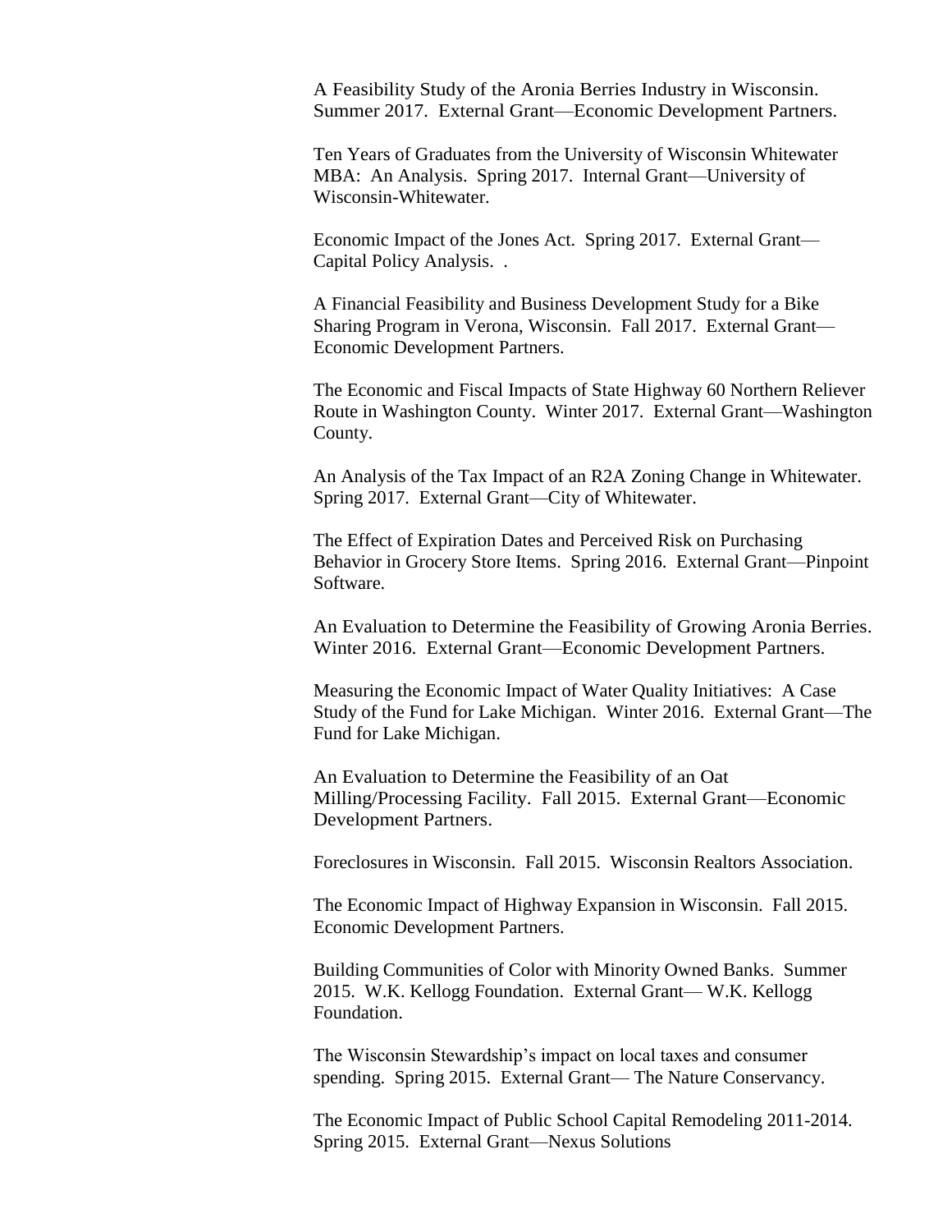A Feasibility Study of the Aronia Berries Industry in Wisconsin. Summer 2017. External Grant—Economic Development Partners.

Ten Years of Graduates from the University of Wisconsin Whitewater MBA: An Analysis. Spring 2017. Internal Grant—University of Wisconsin-Whitewater.

Economic Impact of the Jones Act. Spring 2017. External Grant—Capital Policy Analysis. .

A Financial Feasibility and Business Development Study for a Bike Sharing Program in Verona, Wisconsin. Fall 2017. External Grant—Economic Development Partners.

The Economic and Fiscal Impacts of State Highway 60 Northern Reliever Route in Washington County. Winter 2017. External Grant—Washington County.

An Analysis of the Tax Impact of an R2A Zoning Change in Whitewater. Spring 2017. External Grant—City of Whitewater.

The Effect of Expiration Dates and Perceived Risk on Purchasing Behavior in Grocery Store Items. Spring 2016. External Grant—Pinpoint Software.

An Evaluation to Determine the Feasibility of Growing Aronia Berries. Winter 2016. External Grant—Economic Development Partners.

Measuring the Economic Impact of Water Quality Initiatives: A Case Study of the Fund for Lake Michigan. Winter 2016. External Grant—The Fund for Lake Michigan.

An Evaluation to Determine the Feasibility of an Oat Milling/Processing Facility. Fall 2015. External Grant—Economic Development Partners.

Foreclosures in Wisconsin. Fall 2015. Wisconsin Realtors Association.

The Economic Impact of Highway Expansion in Wisconsin. Fall 2015. Economic Development Partners.

Building Communities of Color with Minority Owned Banks. Summer 2015. W.K. Kellogg Foundation. External Grant— W.K. Kellogg Foundation.

The Wisconsin Stewardship's impact on local taxes and consumer spending. Spring 2015. External Grant— The Nature Conservancy.

The Economic Impact of Public School Capital Remodeling 2011-2014. Spring 2015. External Grant—Nexus Solutions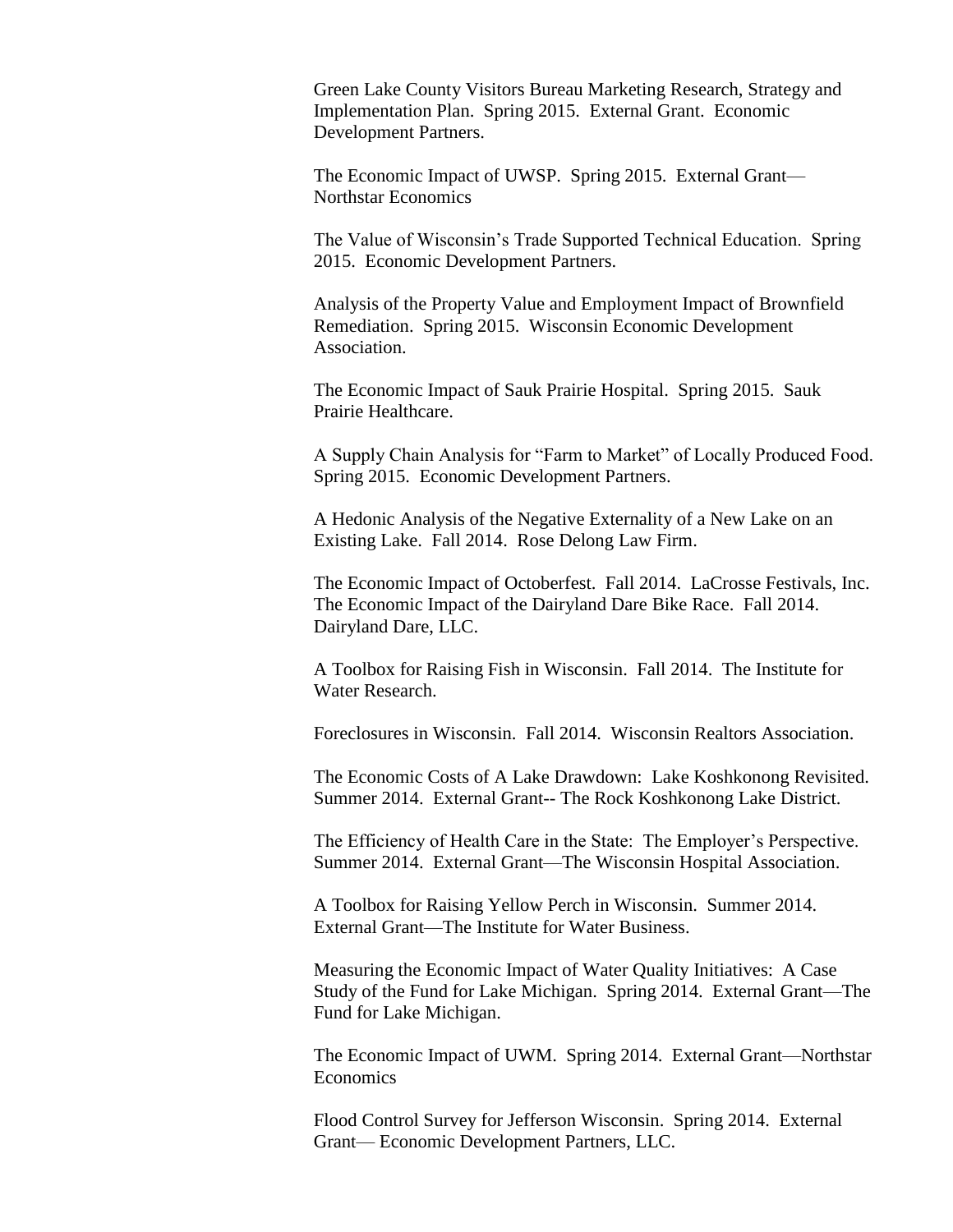Green Lake County Visitors Bureau Marketing Research, Strategy and Implementation Plan. Spring 2015. External Grant. Economic Development Partners.

The Economic Impact of UWSP. Spring 2015. External Grant—Northstar Economics

The Value of Wisconsin's Trade Supported Technical Education. Spring 2015. Economic Development Partners.

Analysis of the Property Value and Employment Impact of Brownfield Remediation. Spring 2015. Wisconsin Economic Development Association.

The Economic Impact of Sauk Prairie Hospital. Spring 2015. Sauk Prairie Healthcare.

A Supply Chain Analysis for "Farm to Market" of Locally Produced Food. Spring 2015. Economic Development Partners.

A Hedonic Analysis of the Negative Externality of a New Lake on an Existing Lake. Fall 2014. Rose Delong Law Firm.

The Economic Impact of Octoberfest. Fall 2014. LaCrosse Festivals, Inc.
The Economic Impact of the Dairyland Dare Bike Race. Fall 2014. Dairyland Dare, LLC.

A Toolbox for Raising Fish in Wisconsin. Fall 2014. The Institute for Water Research.

Foreclosures in Wisconsin. Fall 2014. Wisconsin Realtors Association.

The Economic Costs of A Lake Drawdown: Lake Koshkonong Revisited. Summer 2014. External Grant-- The Rock Koshkonong Lake District.

The Efficiency of Health Care in the State: The Employer's Perspective. Summer 2014. External Grant—The Wisconsin Hospital Association.

A Toolbox for Raising Yellow Perch in Wisconsin. Summer 2014. External Grant—The Institute for Water Business.

Measuring the Economic Impact of Water Quality Initiatives: A Case Study of the Fund for Lake Michigan. Spring 2014. External Grant—The Fund for Lake Michigan.

The Economic Impact of UWM. Spring 2014. External Grant—Northstar Economics

Flood Control Survey for Jefferson Wisconsin. Spring 2014. External Grant— Economic Development Partners, LLC.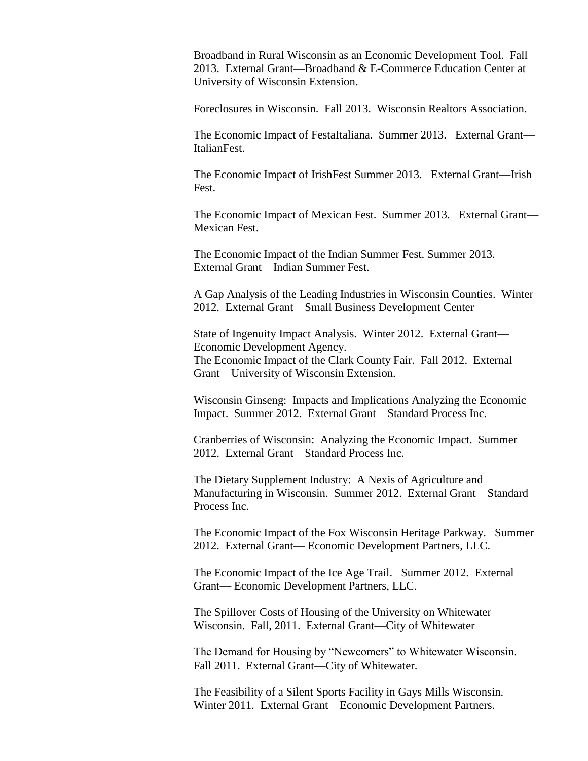Broadband in Rural Wisconsin as an Economic Development Tool. Fall 2013. External Grant—Broadband & E-Commerce Education Center at University of Wisconsin Extension.

Foreclosures in Wisconsin. Fall 2013. Wisconsin Realtors Association.

The Economic Impact of FestaItaliana. Summer 2013. External Grant—ItalianFest.

The Economic Impact of IrishFest Summer 2013. External Grant—Irish Fest.

The Economic Impact of Mexican Fest. Summer 2013. External Grant—Mexican Fest.

The Economic Impact of the Indian Summer Fest. Summer 2013. External Grant—Indian Summer Fest.

A Gap Analysis of the Leading Industries in Wisconsin Counties. Winter 2012. External Grant—Small Business Development Center

State of Ingenuity Impact Analysis. Winter 2012. External Grant—Economic Development Agency.
The Economic Impact of the Clark County Fair. Fall 2012. External Grant—University of Wisconsin Extension.

Wisconsin Ginseng: Impacts and Implications Analyzing the Economic Impact. Summer 2012. External Grant—Standard Process Inc.

Cranberries of Wisconsin: Analyzing the Economic Impact. Summer 2012. External Grant—Standard Process Inc.

The Dietary Supplement Industry: A Nexis of Agriculture and Manufacturing in Wisconsin. Summer 2012. External Grant—Standard Process Inc.

The Economic Impact of the Fox Wisconsin Heritage Parkway. Summer 2012. External Grant— Economic Development Partners, LLC.

The Economic Impact of the Ice Age Trail. Summer 2012. External Grant— Economic Development Partners, LLC.

The Spillover Costs of Housing of the University on Whitewater Wisconsin. Fall, 2011. External Grant—City of Whitewater

The Demand for Housing by "Newcomers" to Whitewater Wisconsin. Fall 2011. External Grant—City of Whitewater.

The Feasibility of a Silent Sports Facility in Gays Mills Wisconsin. Winter 2011. External Grant—Economic Development Partners.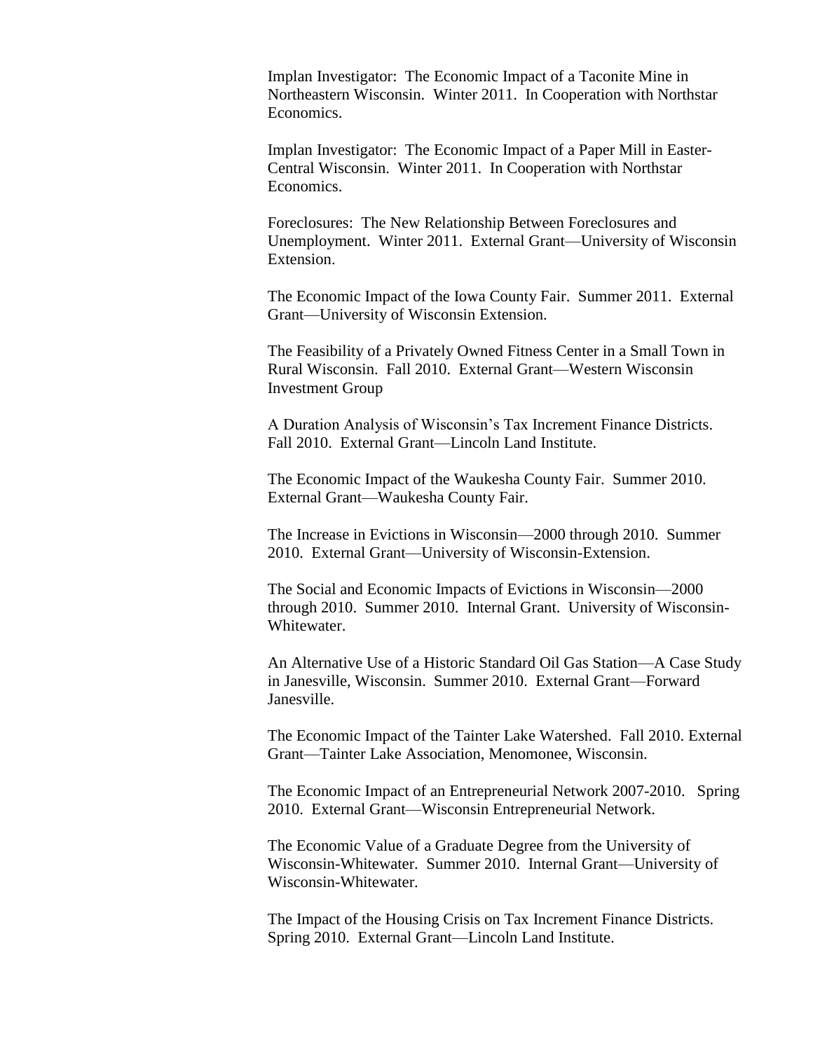Implan Investigator: The Economic Impact of a Taconite Mine in Northeastern Wisconsin. Winter 2011. In Cooperation with Northstar Economics.

Implan Investigator: The Economic Impact of a Paper Mill in Easter-Central Wisconsin. Winter 2011. In Cooperation with Northstar Economics.

Foreclosures: The New Relationship Between Foreclosures and Unemployment. Winter 2011. External Grant—University of Wisconsin Extension.

The Economic Impact of the Iowa County Fair. Summer 2011. External Grant—University of Wisconsin Extension.

The Feasibility of a Privately Owned Fitness Center in a Small Town in Rural Wisconsin. Fall 2010. External Grant—Western Wisconsin Investment Group

A Duration Analysis of Wisconsin's Tax Increment Finance Districts. Fall 2010. External Grant—Lincoln Land Institute.

The Economic Impact of the Waukesha County Fair. Summer 2010. External Grant—Waukesha County Fair.

The Increase in Evictions in Wisconsin—2000 through 2010. Summer 2010. External Grant—University of Wisconsin-Extension.

The Social and Economic Impacts of Evictions in Wisconsin—2000 through 2010. Summer 2010. Internal Grant. University of Wisconsin-Whitewater.

An Alternative Use of a Historic Standard Oil Gas Station—A Case Study in Janesville, Wisconsin. Summer 2010. External Grant—Forward Janesville.

The Economic Impact of the Tainter Lake Watershed. Fall 2010. External Grant—Tainter Lake Association, Menomonee, Wisconsin.

The Economic Impact of an Entrepreneurial Network 2007-2010. Spring 2010. External Grant—Wisconsin Entrepreneurial Network.

The Economic Value of a Graduate Degree from the University of Wisconsin-Whitewater. Summer 2010. Internal Grant—University of Wisconsin-Whitewater.

The Impact of the Housing Crisis on Tax Increment Finance Districts. Spring 2010. External Grant—Lincoln Land Institute.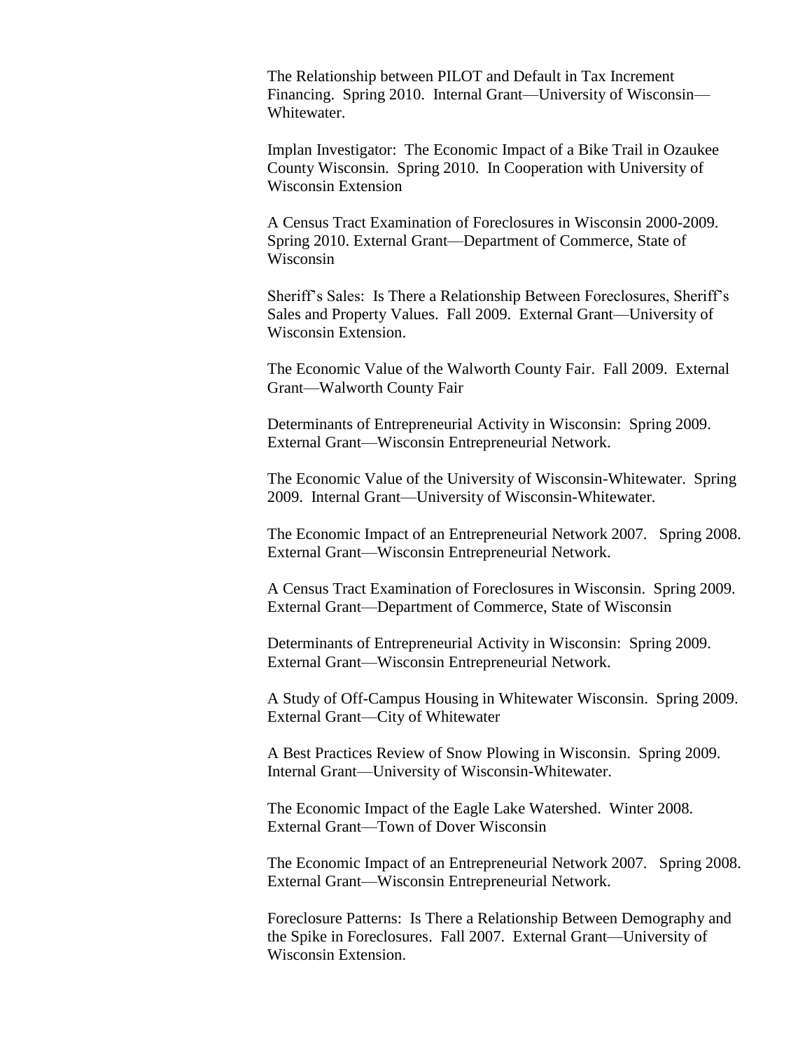The Relationship between PILOT and Default in Tax Increment Financing. Spring 2010. Internal Grant—University of Wisconsin—Whitewater.

Implan Investigator: The Economic Impact of a Bike Trail in Ozaukee County Wisconsin. Spring 2010. In Cooperation with University of Wisconsin Extension

A Census Tract Examination of Foreclosures in Wisconsin 2000-2009. Spring 2010. External Grant—Department of Commerce, State of Wisconsin

Sheriff's Sales: Is There a Relationship Between Foreclosures, Sheriff's Sales and Property Values. Fall 2009. External Grant—University of Wisconsin Extension.

The Economic Value of the Walworth County Fair. Fall 2009. External Grant—Walworth County Fair

Determinants of Entrepreneurial Activity in Wisconsin: Spring 2009. External Grant—Wisconsin Entrepreneurial Network.

The Economic Value of the University of Wisconsin-Whitewater. Spring 2009. Internal Grant—University of Wisconsin-Whitewater.

The Economic Impact of an Entrepreneurial Network 2007. Spring 2008. External Grant—Wisconsin Entrepreneurial Network.

A Census Tract Examination of Foreclosures in Wisconsin. Spring 2009. External Grant—Department of Commerce, State of Wisconsin

Determinants of Entrepreneurial Activity in Wisconsin: Spring 2009. External Grant—Wisconsin Entrepreneurial Network.

A Study of Off-Campus Housing in Whitewater Wisconsin. Spring 2009. External Grant—City of Whitewater

A Best Practices Review of Snow Plowing in Wisconsin. Spring 2009. Internal Grant—University of Wisconsin-Whitewater.

The Economic Impact of the Eagle Lake Watershed. Winter 2008. External Grant—Town of Dover Wisconsin

The Economic Impact of an Entrepreneurial Network 2007. Spring 2008. External Grant—Wisconsin Entrepreneurial Network.

Foreclosure Patterns: Is There a Relationship Between Demography and the Spike in Foreclosures. Fall 2007. External Grant—University of Wisconsin Extension.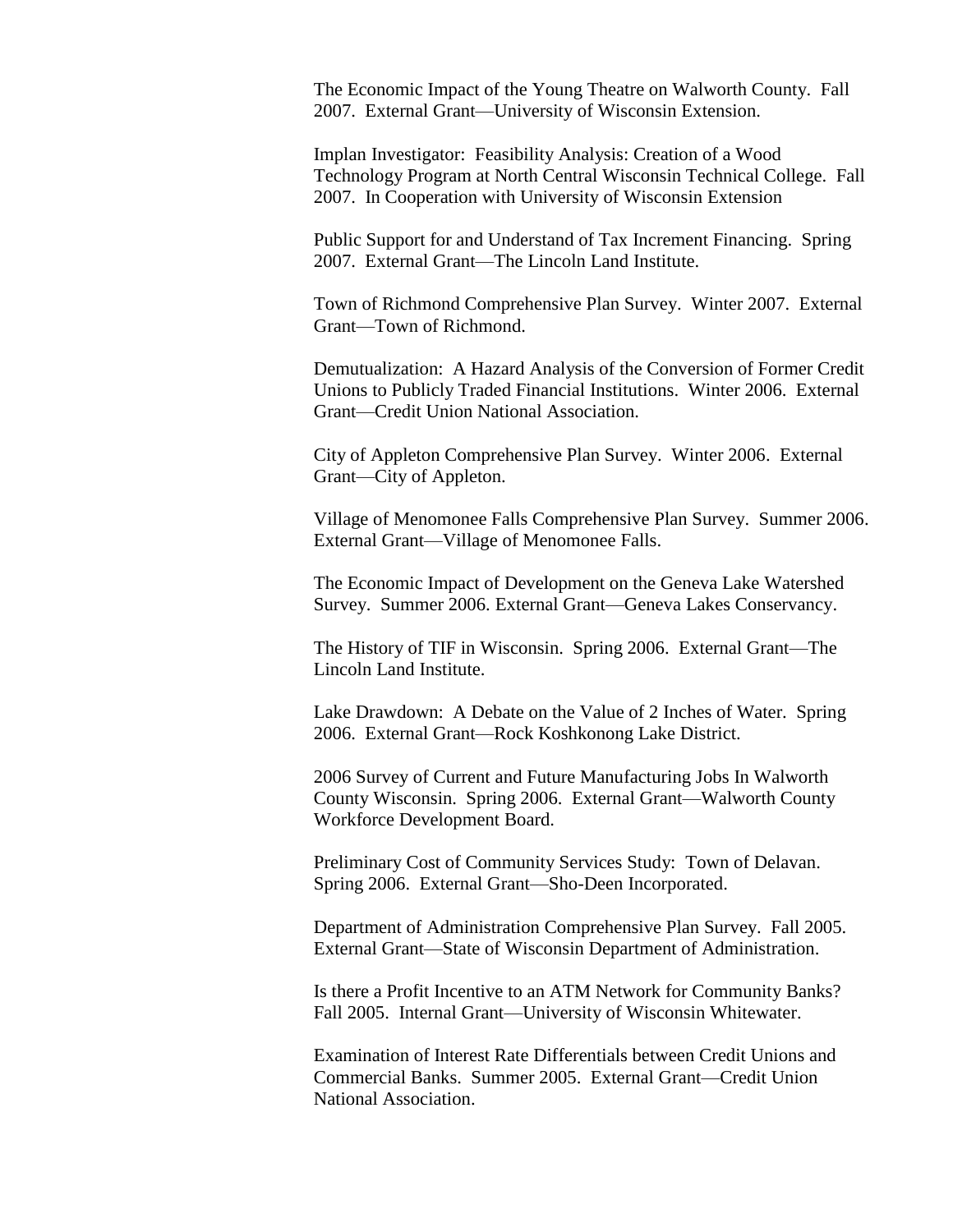The Economic Impact of the Young Theatre on Walworth County. Fall 2007. External Grant—University of Wisconsin Extension.

Implan Investigator: Feasibility Analysis: Creation of a Wood Technology Program at North Central Wisconsin Technical College. Fall 2007. In Cooperation with University of Wisconsin Extension

Public Support for and Understand of Tax Increment Financing. Spring 2007. External Grant—The Lincoln Land Institute.

Town of Richmond Comprehensive Plan Survey. Winter 2007. External Grant—Town of Richmond.

Demutualization: A Hazard Analysis of the Conversion of Former Credit Unions to Publicly Traded Financial Institutions. Winter 2006. External Grant—Credit Union National Association.

City of Appleton Comprehensive Plan Survey. Winter 2006. External Grant—City of Appleton.

Village of Menomonee Falls Comprehensive Plan Survey. Summer 2006. External Grant—Village of Menomonee Falls.

The Economic Impact of Development on the Geneva Lake Watershed Survey. Summer 2006. External Grant—Geneva Lakes Conservancy.

The History of TIF in Wisconsin. Spring 2006. External Grant—The Lincoln Land Institute.

Lake Drawdown: A Debate on the Value of 2 Inches of Water. Spring 2006. External Grant—Rock Koshkonong Lake District.

2006 Survey of Current and Future Manufacturing Jobs In Walworth County Wisconsin. Spring 2006. External Grant—Walworth County Workforce Development Board.

Preliminary Cost of Community Services Study: Town of Delavan. Spring 2006. External Grant—Sho-Deen Incorporated.

Department of Administration Comprehensive Plan Survey. Fall 2005. External Grant—State of Wisconsin Department of Administration.

Is there a Profit Incentive to an ATM Network for Community Banks? Fall 2005. Internal Grant—University of Wisconsin Whitewater.

Examination of Interest Rate Differentials between Credit Unions and Commercial Banks. Summer 2005. External Grant—Credit Union National Association.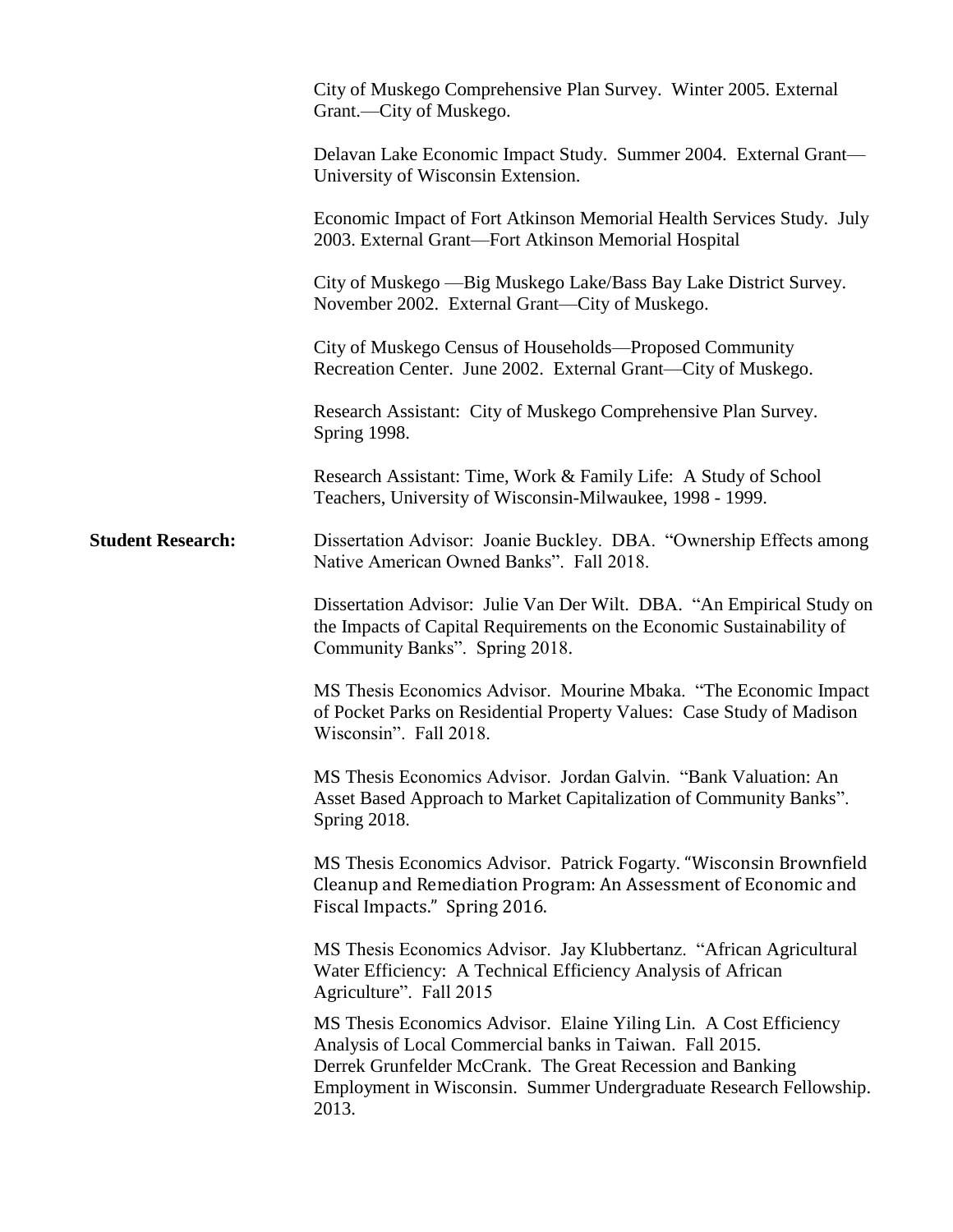City of Muskego Comprehensive Plan Survey. Winter 2005. External Grant.—City of Muskego.

Delavan Lake Economic Impact Study. Summer 2004. External Grant—University of Wisconsin Extension.

Economic Impact of Fort Atkinson Memorial Health Services Study. July 2003. External Grant—Fort Atkinson Memorial Hospital

City of Muskego —Big Muskego Lake/Bass Bay Lake District Survey. November 2002. External Grant—City of Muskego.

City of Muskego Census of Households—Proposed Community Recreation Center. June 2002. External Grant—City of Muskego.

Research Assistant: City of Muskego Comprehensive Plan Survey. Spring 1998.

Research Assistant: Time, Work & Family Life: A Study of School Teachers, University of Wisconsin-Milwaukee, 1998 - 1999.

**Student Research:**

Dissertation Advisor: Joanie Buckley. DBA. "Ownership Effects among Native American Owned Banks". Fall 2018.

Dissertation Advisor: Julie Van Der Wilt. DBA. "An Empirical Study on the Impacts of Capital Requirements on the Economic Sustainability of Community Banks". Spring 2018.

MS Thesis Economics Advisor. Mourine Mbaka. "The Economic Impact of Pocket Parks on Residential Property Values: Case Study of Madison Wisconsin". Fall 2018.

MS Thesis Economics Advisor. Jordan Galvin. "Bank Valuation: An Asset Based Approach to Market Capitalization of Community Banks". Spring 2018.

MS Thesis Economics Advisor. Patrick Fogarty. "Wisconsin Brownfield Cleanup and Remediation Program: An Assessment of Economic and Fiscal Impacts." Spring 2016.

MS Thesis Economics Advisor. Jay Klubbertanz. "African Agricultural Water Efficiency: A Technical Efficiency Analysis of African Agriculture". Fall 2015

MS Thesis Economics Advisor. Elaine Yiling Lin. A Cost Efficiency Analysis of Local Commercial banks in Taiwan. Fall 2015.
Derrek Grunfelder McCrank. The Great Recession and Banking Employment in Wisconsin. Summer Undergraduate Research Fellowship. 2013.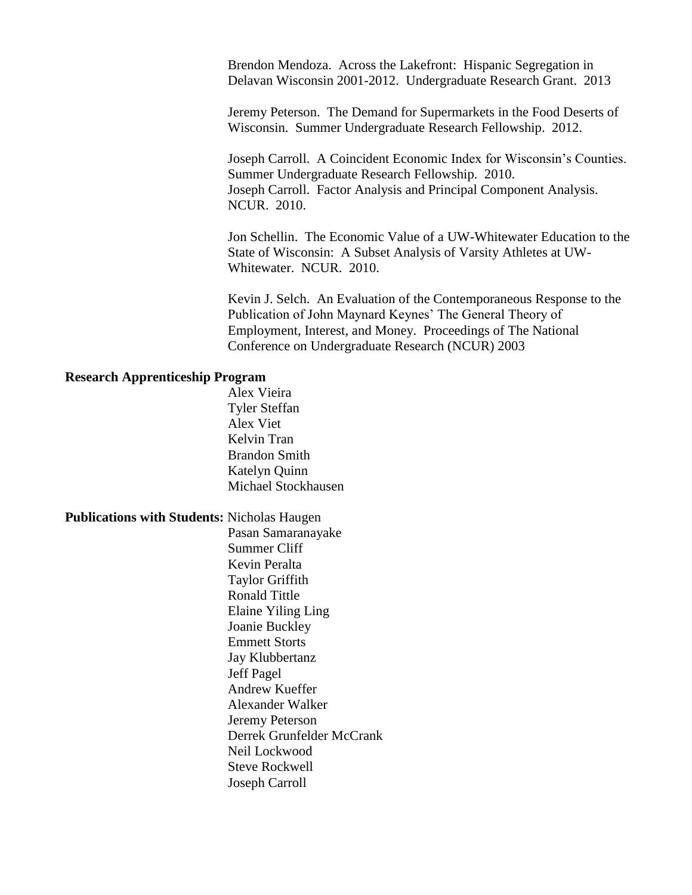Brendon Mendoza. Across the Lakefront: Hispanic Segregation in Delavan Wisconsin 2001-2012. Undergraduate Research Grant. 2013

Jeremy Peterson. The Demand for Supermarkets in the Food Deserts of Wisconsin. Summer Undergraduate Research Fellowship. 2012.

Joseph Carroll. A Coincident Economic Index for Wisconsin's Counties. Summer Undergraduate Research Fellowship. 2010.
Joseph Carroll. Factor Analysis and Principal Component Analysis. NCUR. 2010.

Jon Schellin. The Economic Value of a UW-Whitewater Education to the State of Wisconsin: A Subset Analysis of Varsity Athletes at UW-Whitewater. NCUR. 2010.

Kevin J. Selch. An Evaluation of the Contemporaneous Response to the Publication of John Maynard Keynes' The General Theory of Employment, Interest, and Money. Proceedings of The National Conference on Undergraduate Research (NCUR) 2003

**Research Apprenticeship Program**

Alex Vieira
Tyler Steffan
Alex Viet
Kelvin Tran
Brandon Smith
Katelyn Quinn
Michael Stockhausen

**Publications with Students:** Nicholas Haugen
Pasan Samaranayake
Summer Cliff
Kevin Peralta
Taylor Griffith
Ronald Tittle
Elaine Yiling Ling
Joanie Buckley
Emmett Storts
Jay Klubbertanz
Jeff Pagel
Andrew Kueffer
Alexander Walker
Jeremy Peterson
Derrek Grunfelder McCrank
Neil Lockwood
Steve Rockwell
Joseph Carroll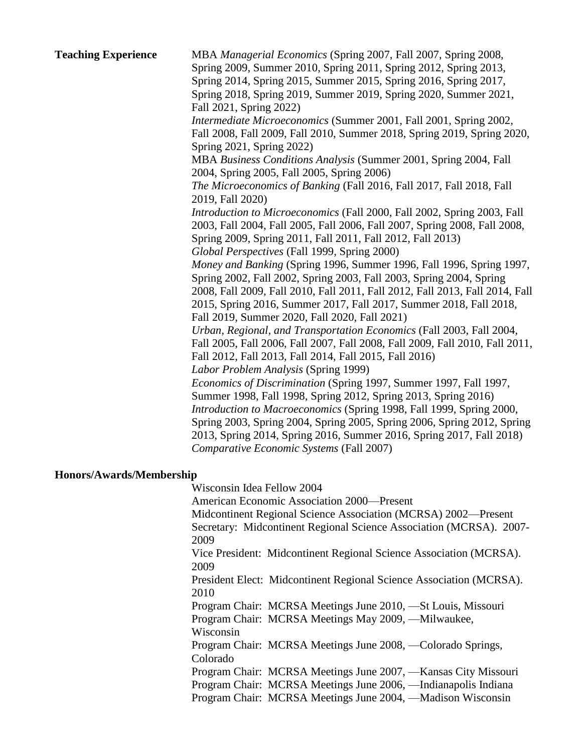**Teaching Experience**

MBA *Managerial Economics* (Spring 2007, Fall 2007, Spring 2008, Spring 2009, Summer 2010, Spring 2011, Spring 2012, Spring 2013, Spring 2014, Spring 2015, Summer 2015, Spring 2016, Spring 2017, Spring 2018, Spring 2019, Summer 2019, Spring 2020, Summer 2021, Fall 2021, Spring 2022)

*Intermediate Microeconomics* (Summer 2001, Fall 2001, Spring 2002, Fall 2008, Fall 2009, Fall 2010, Summer 2018, Spring 2019, Spring 2020, Spring 2021, Spring 2022)

MBA *Business Conditions Analysis* (Summer 2001, Spring 2004, Fall 2004, Spring 2005, Fall 2005, Spring 2006)

*The Microeconomics of Banking* (Fall 2016, Fall 2017, Fall 2018, Fall 2019, Fall 2020)

*Introduction to Microeconomics* (Fall 2000, Fall 2002, Spring 2003, Fall 2003, Fall 2004, Fall 2005, Fall 2006, Fall 2007, Spring 2008, Fall 2008, Spring 2009, Spring 2011, Fall 2011, Fall 2012, Fall 2013)

*Global Perspectives* (Fall 1999, Spring 2000)

*Money and Banking* (Spring 1996, Summer 1996, Fall 1996, Spring 1997, Spring 2002, Fall 2002, Spring 2003, Fall 2003, Spring 2004, Spring 2008, Fall 2009, Fall 2010, Fall 2011, Fall 2012, Fall 2013, Fall 2014, Fall 2015, Spring 2016, Summer 2017, Fall 2017, Summer 2018, Fall 2018, Fall 2019, Summer 2020, Fall 2020, Fall 2021)

*Urban, Regional, and Transportation Economics* (Fall 2003, Fall 2004, Fall 2005, Fall 2006, Fall 2007, Fall 2008, Fall 2009, Fall 2010, Fall 2011, Fall 2012, Fall 2013, Fall 2014, Fall 2015, Fall 2016)

*Labor Problem Analysis* (Spring 1999)

*Economics of Discrimination* (Spring 1997, Summer 1997, Fall 1997, Summer 1998, Fall 1998, Spring 2012, Spring 2013, Spring 2016)

*Introduction to Macroeconomics* (Spring 1998, Fall 1999, Spring 2000, Spring 2003, Spring 2004, Spring 2005, Spring 2006, Spring 2012, Spring 2013, Spring 2014, Spring 2016, Summer 2016, Spring 2017, Fall 2018)

*Comparative Economic Systems* (Fall 2007)

**Honors/Awards/Membership**

Wisconsin Idea Fellow 2004
American Economic Association 2000—Present
Midcontinent Regional Science Association (MCRSA) 2002—Present
Secretary: Midcontinent Regional Science Association (MCRSA). 2007-2009
Vice President: Midcontinent Regional Science Association (MCRSA). 2009
President Elect: Midcontinent Regional Science Association (MCRSA). 2010
Program Chair: MCRSA Meetings June 2010, —St Louis, Missouri
Program Chair: MCRSA Meetings May 2009, —Milwaukee, Wisconsin
Program Chair: MCRSA Meetings June 2008, —Colorado Springs, Colorado
Program Chair: MCRSA Meetings June 2007, —Kansas City Missouri
Program Chair: MCRSA Meetings June 2006, —Indianapolis Indiana
Program Chair: MCRSA Meetings June 2004, —Madison Wisconsin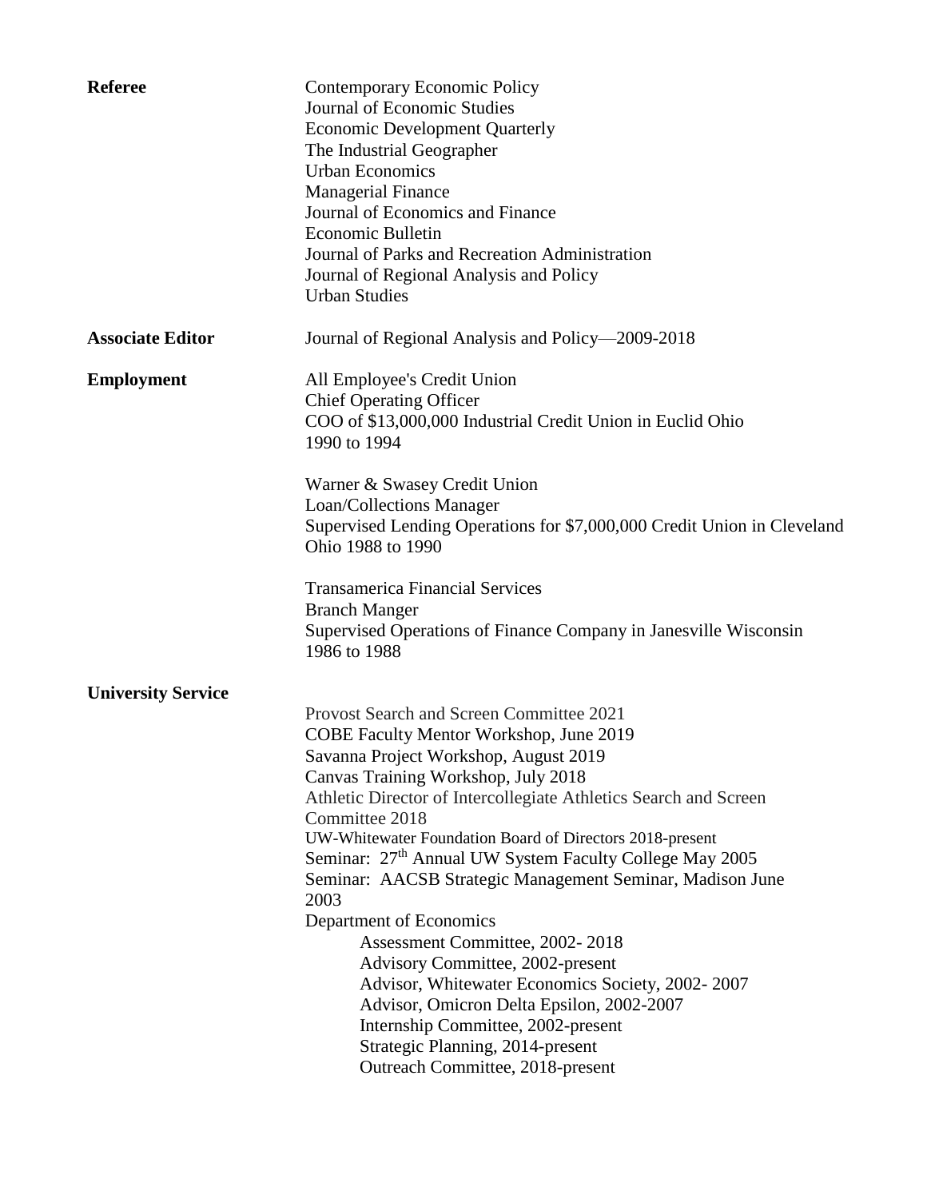**Referee**

Contemporary Economic Policy
Journal of Economic Studies
Economic Development Quarterly
The Industrial Geographer
Urban Economics
Managerial Finance
Journal of Economics and Finance
Economic Bulletin
Journal of Parks and Recreation Administration
Journal of Regional Analysis and Policy
Urban Studies

**Associate Editor**

Journal of Regional Analysis and Policy—2009-2018

**Employment**

All Employee's Credit Union
Chief Operating Officer
COO of $13,000,000 Industrial Credit Union in Euclid Ohio
1990 to 1994

Warner & Swasey Credit Union
Loan/Collections Manager
Supervised Lending Operations for $7,000,000 Credit Union in Cleveland Ohio 1988 to 1990

Transamerica Financial Services
Branch Manger
Supervised Operations of Finance Company in Janesville Wisconsin
1986 to 1988

**University Service**

Provost Search and Screen Committee 2021
COBE Faculty Mentor Workshop, June 2019
Savanna Project Workshop, August 2019
Canvas Training Workshop, July 2018
Athletic Director of Intercollegiate Athletics Search and Screen Committee 2018
UW-Whitewater Foundation Board of Directors 2018-present
Seminar: 27th Annual UW System Faculty College May 2005
Seminar: AACSB Strategic Management Seminar, Madison June 2003
Department of Economics

- Assessment Committee, 2002- 2018
- Advisory Committee, 2002-present
- Advisor, Whitewater Economics Society, 2002- 2007
- Advisor, Omicron Delta Epsilon, 2002-2007
- Internship Committee, 2002-present
- Strategic Planning, 2014-present
- Outreach Committee, 2018-present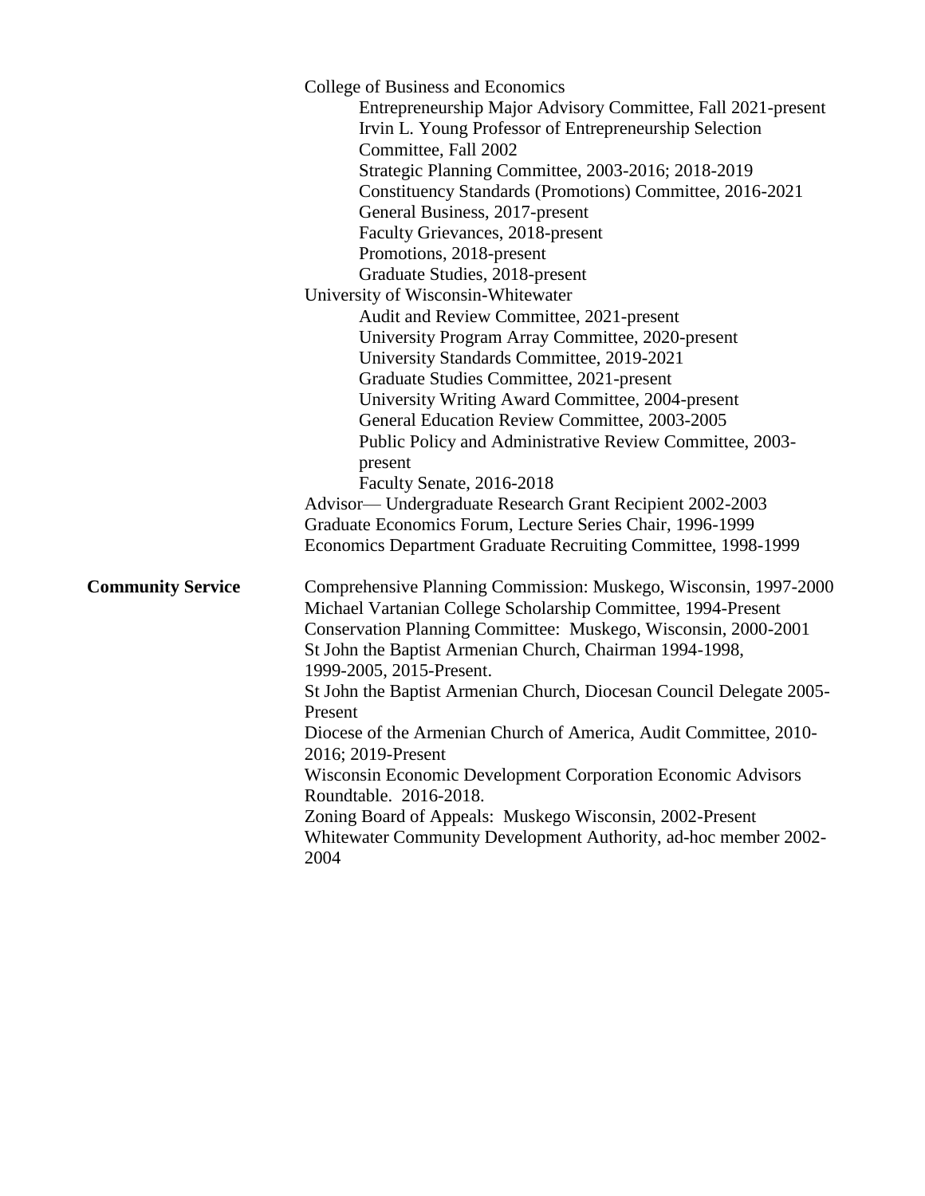College of Business and Economics

- Entrepreneurship Major Advisory Committee, Fall 2021-present
- Irvin L. Young Professor of Entrepreneurship Selection Committee, Fall 2002
- Strategic Planning Committee, 2003-2016; 2018-2019
- Constituency Standards (Promotions) Committee, 2016-2021
- General Business, 2017-present
- Faculty Grievances, 2018-present
- Promotions, 2018-present
- Graduate Studies, 2018-present

University of Wisconsin-Whitewater

- Audit and Review Committee, 2021-present
- University Program Array Committee, 2020-present
- University Standards Committee, 2019-2021
- Graduate Studies Committee, 2021-present
- University Writing Award Committee, 2004-present
- General Education Review Committee, 2003-2005
- Public Policy and Administrative Review Committee, 2003-present
- Faculty Senate, 2016-2018

Advisor— Undergraduate Research Grant Recipient 2002-2003
Graduate Economics Forum, Lecture Series Chair, 1996-1999
Economics Department Graduate Recruiting Committee, 1998-1999

**Community Service**

Comprehensive Planning Commission: Muskego, Wisconsin, 1997-2000
Michael Vartanian College Scholarship Committee, 1994-Present
Conservation Planning Committee: Muskego, Wisconsin, 2000-2001
St John the Baptist Armenian Church, Chairman 1994-1998, 1999-2005, 2015-Present.
St John the Baptist Armenian Church, Diocesan Council Delegate 2005-Present
Diocese of the Armenian Church of America, Audit Committee, 2010-2016; 2019-Present
Wisconsin Economic Development Corporation Economic Advisors Roundtable. 2016-2018.
Zoning Board of Appeals: Muskego Wisconsin, 2002-Present
Whitewater Community Development Authority, ad-hoc member 2002-2004